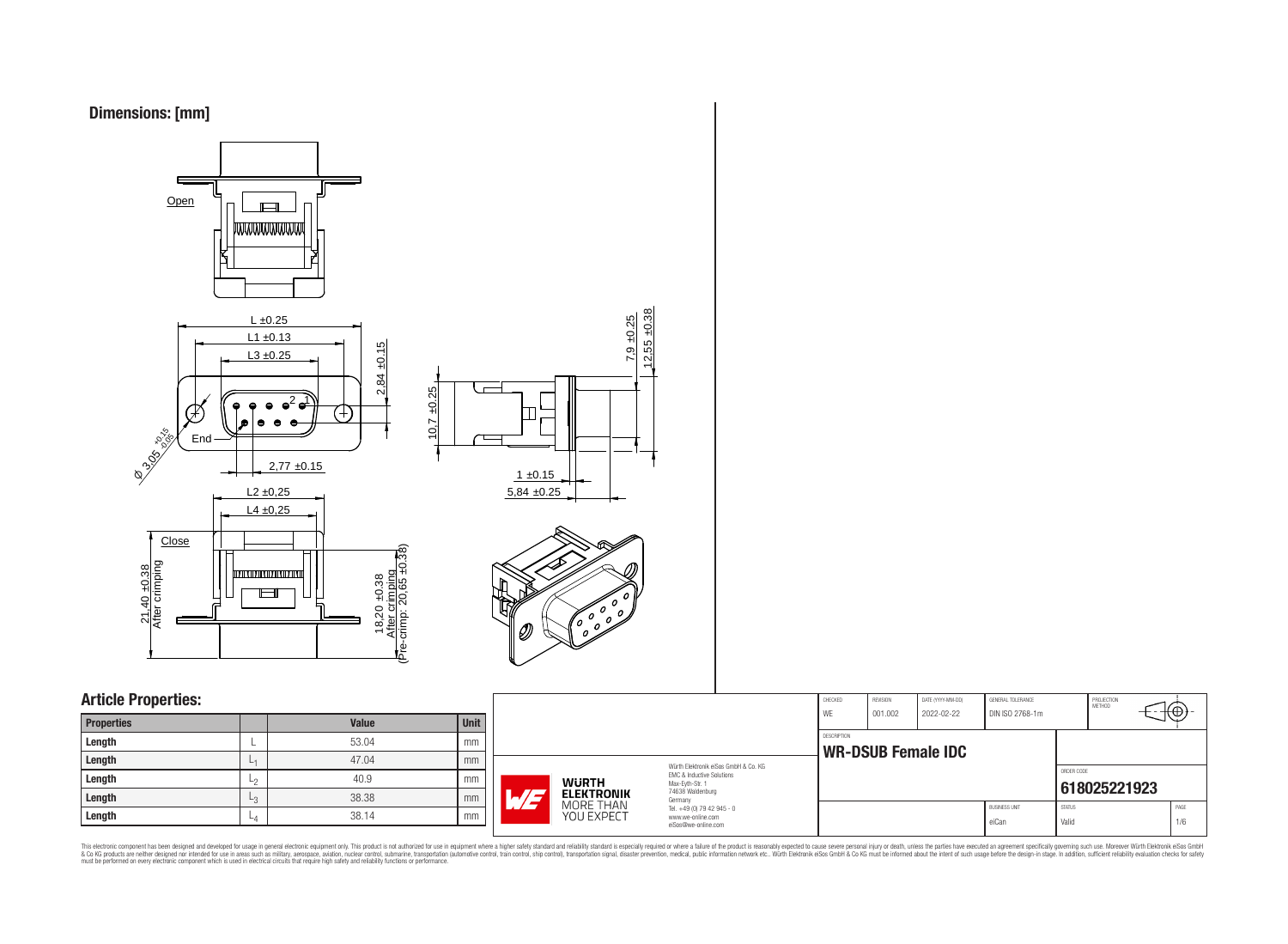## Dimensions: [mm]

Open

L ±0.25

L1 ±0.13

L3 ±0.25

2,84 ±0.15

Ø 3,05 +0.15 -0.05

End

2,77 ±0.15

L2 ±0,25

L4 ±0,25

Close

21,40 ±0.38 After crimping

18,20 ±0.38 After crimping (Pre-crimp: 20,65 ±0.38)

10,7 ±0.25

7,9 ±0.25

12,55 ±0.38

1 ±0.15

5,84 ±0.25

## Article Properties:

| Properties | | Value | Unit |
|---|---|---|---|
| Length | L | 53.04 | mm |
| Length | $L_1$ | 47.04 | mm |
| Length | $L_2$ | 40.9 | mm |
| Length | $L_3$ | 38.38 | mm |
| Length | $L_4$ | 38.14 | mm |

| CHECKED | REVISION | DATE (YYYY-MM-DD) | GENERAL TOLERANCE | PROJECTION METHOD |
|---|---|---|---|---|
| WE | 001.002 | 2022-02-22 | DIN ISO 2768-1m | |

DESCRIPTION

**WR-DSUB Female IDC**

ORDER CODE

**618025221923**

| BUSINESS UNIT | STATUS | PAGE |
|---|---|---|
| eiCan | Valid | 1/6 |

Würth Elektronik eiSos GmbH & Co. KG
EMC & Inductive Solutions
Max-Eyth-Str. 1
74638 Waldenburg
Germany
Tel. +49 (0) 79 42 945 - 0
www.we-online.com
eiSos@we-online.com

WÜRTH ELEKTRONIK MORE THAN YOU EXPECT

This electronic component has been designed and developed for usage in general electronic equipment only. This product is not authorized for use in equipment where a higher safety standard and reliability standard is especially required or where a failure of the product is reasonably expected to cause severe personal injury or death, unless the parties have executed an agreement specifically governing such use. Moreover Würth Elektronik eiSos GmbH & Co KG products are neither designed nor intended for use in areas such as military, aerospace, aviation, nuclear control, submarine, transportation (automotive control, train control, ship control), transportation signal, disaster prevention, medical, public information network etc.. Würth Elektronik eiSos GmbH & Co KG must be informed about the intent of such usage before the design-in stage. In addition, sufficient reliability evaluation checks for safety must be performed on every electronic component which is used in electrical circuits that require high safety and reliability functions or performance.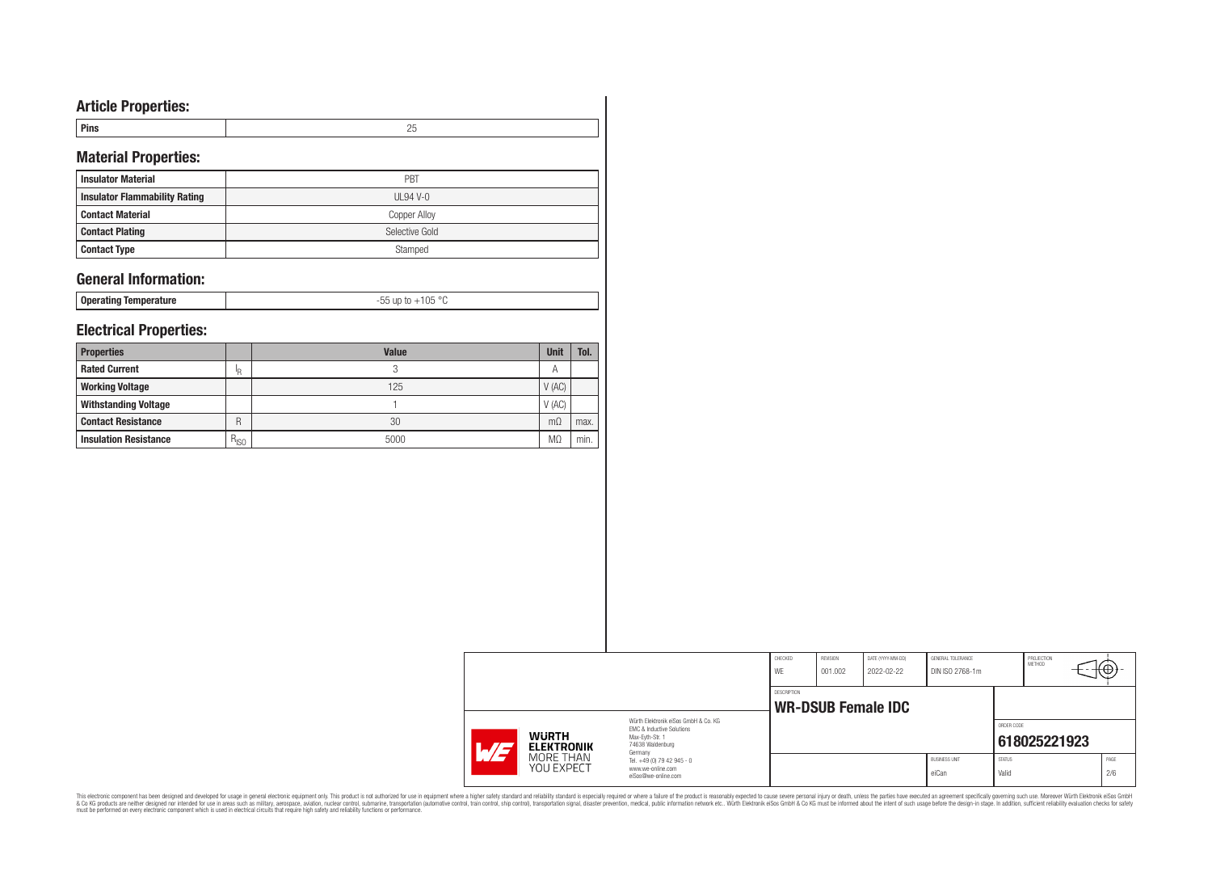## Article Properties:

| Pins | 25 |
|---|---|

## Material Properties:

| Insulator Material | PBT |
|---|---|
| Insulator Flammability Rating | UL94 V-0 |
| Contact Material | Copper Alloy |
| Contact Plating | Selective Gold |
| Contact Type | Stamped |

## General Information:

| Operating Temperature | -55 up to +105 °C |
|---|---|

## Electrical Properties:

| Properties | | Value | Unit | Tol. |
|---|---|---|---|---|
| Rated Current | $I_R$ | 3 | A | |
| Working Voltage | | 125 | V (AC) | |
| Withstanding Voltage | | 1 | V (AC) | |
| Contact Resistance | R | 30 | mΩ | max. |
| Insulation Resistance | $R_{ISO}$ | 5000 | MΩ | min. |

| CHECKED | REVISION | DATE (YYYY-MM-DD) | GENERAL TOLERANCE | PROJECTION METHOD |
|---|---|---|---|---|
| WE | 001.002 | 2022-02-22 | DIN ISO 2768-1m | |

DESCRIPTION: **WR-DSUB Female IDC**

ORDER CODE: **618025221923**

| BUSINESS UNIT | STATUS | PAGE |
|---|---|---|
| eiCan | Valid | 2/6 |

Würth Elektronik eiSos GmbH & Co. KG
EMC & Inductive Solutions
Max-Eyth-Str. 1
74638 Waldenburg
Germany
Tel. +49 (0) 79 42 945 - 0
www.we-online.com
eiSos@we-online.com

WÜRTH ELEKTRONIK MORE THAN YOU EXPECT

This electronic component has been designed and developed for usage in general electronic equipment only. This product is not authorized for use in equipment where a higher safety standard and reliability standard is especially required or where a failure of the product is reasonably expected to cause severe personal injury or death, unless the parties have executed an agreement specifically governing such usage. Moreover Würth Elektronik eiSos GmbH & Co KG products are neither designed nor intended for use in areas such as military, aerospace, aviation, nuclear control, submarine, transportation (automotive control, train control, ship control), transportation signal, disaster prevention, medical, public information network etc.. Würth Elektronik eiSos GmbH & Co KG must be informed about the intent of such usage before the design-in stage. In addition, sufficient reliability evaluation checks for safety must be performed on every electronic component which is used in electrical circuits that require high safety and reliability functions or performance.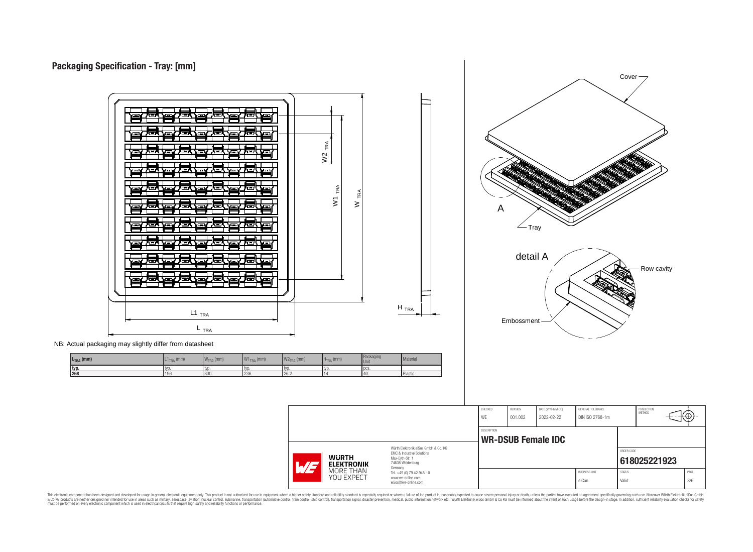## Packaging Specification - Tray: [mm]

NB: Actual packaging may slightly differ from datasheet

| $L_{TRA}$ (mm) | $L1_{TRA}$ (mm) | $W_{TRA}$ (mm) | $W1_{TRA}$ (mm) | $W2_{TRA}$ (mm) | $H_{TRA}$ (mm) | Packaging Unit | Material |
|---|---|---|---|---|---|---|---|
| typ. | typ. | typ. | typ. | typ. | typ. | pcs. | |
| 268 | 196 | 300 | 236 | 26.2 | 14 | 40 | Plastic |

| CHECKED | REVISION | DATE (YYYY-MM-DD) | GENERAL TOLERANCE | PROJECTION METHOD |
|---|---|---|---|---|
| WE | 001.002 | 2022-02-22 | DIN ISO 2768-1m | |

DESCRIPTION: **WR-DSUB Female IDC**

ORDER CODE: **618025221923**

BUSINESS UNIT: eiCan | STATUS: Valid | PAGE: 3/6

Würth Elektronik eiSos GmbH & Co. KG
EMC & Inductive Solutions
Max-Eyth-Str. 1
74638 Waldenburg
Germany
Tel. +49 (0) 79 42 945 - 0
www.we-online.com
eiSos@we-online.com

WÜRTH ELEKTRONIK MORE THAN YOU EXPECT

This electronic component has been designed and developed for usage in general electronic equipment only. This product is not authorized for use in equipment where a higher safety standard and reliability standard is especially required or where a failure of the product is reasonably expected to cause severe personal injury or death, unless the parties have executed an agreement specifically governing such use. Moreover Würth Elektronik eiSos GmbH & Co KG products are neither designed nor intended for use in areas such as military, aerospace, aviation, nuclear control, submarine, transportation (automotive control, train control, ship control), transportation signal, disaster prevention, medical, public information network etc.. Würth Elektronik eiSos GmbH & Co KG must be informed about the intent of such usage before the design-in stage. In addition, sufficient reliability evaluation checks for safety must be performed on every electronic component which is used in electrical circuits that require high safety and reliability functions or performance.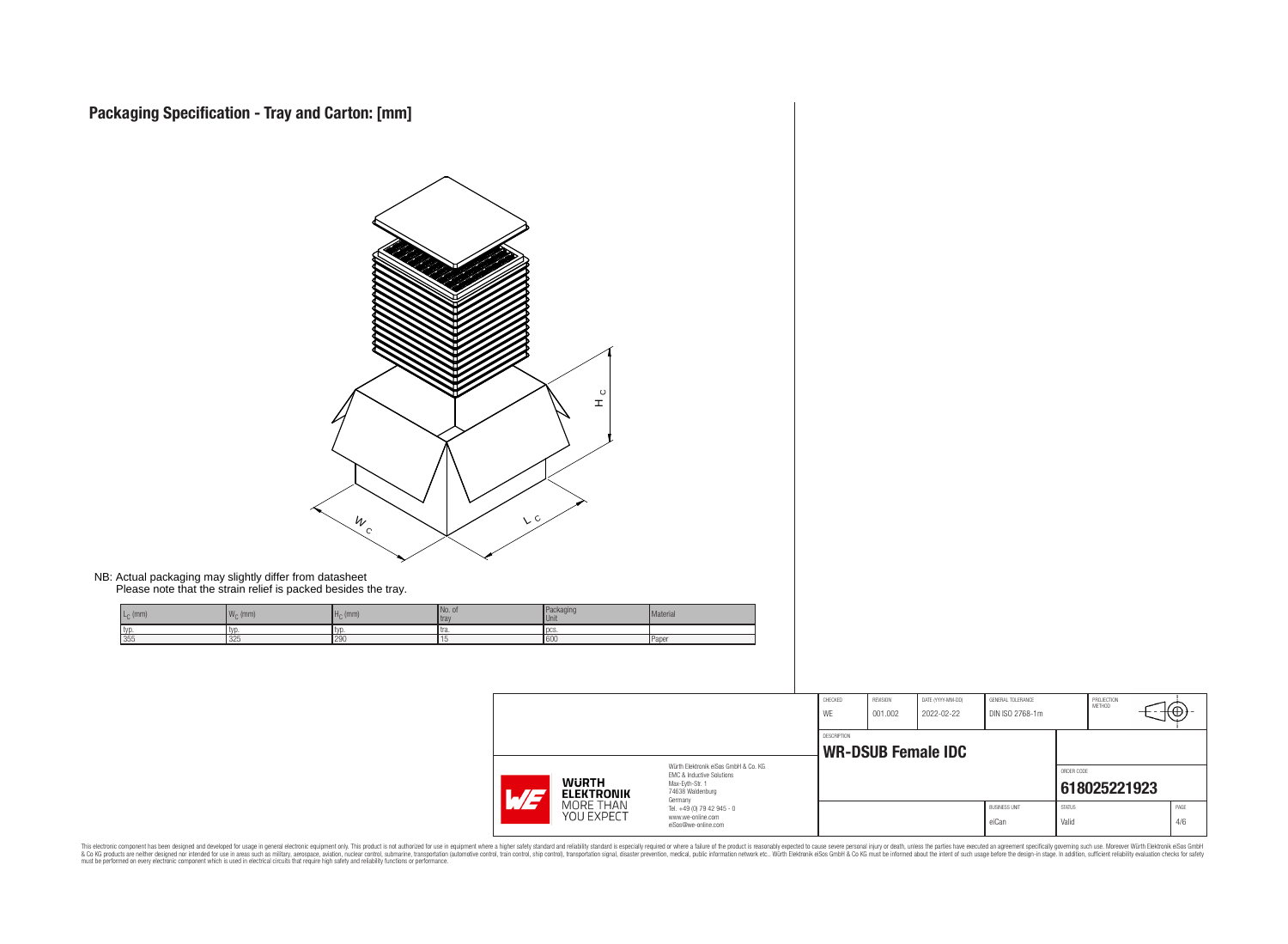# Packaging Specification - Tray and Carton: [mm]

NB: Actual packaging may slightly differ from datasheet
Please note that the strain relief is packed besides the tray.

| $L_C$ (mm) | $W_C$ (mm) | $H_C$ (mm) | No. of tray | Packaging Unit | Material |
|---|---|---|---|---|---|
| typ. | typ. | typ. | tra. | pcs. | |
| 355 | 325 | 290 | 15 | 600 | Paper |

| CHECKED | REVISION | DATE (YYYY-MM-DD) | GENERAL TOLERANCE | PROJECTION METHOD |
|---|---|---|---|---|
| WE | 001.002 | 2022-02-22 | DIN ISO 2768-1m | |

DESCRIPTION
**WR-DSUB Female IDC**

ORDER CODE
**618025221923**

| BUSINESS UNIT | STATUS | PAGE |
|---|---|---|
| eiCan | Valid | 4/6 |

Würth Elektronik eiSos GmbH & Co. KG
EMC & Inductive Solutions
Max-Eyth-Str. 1
74638 Waldenburg
Germany
Tel. +49 (0) 79 42 945 - 0
www.we-online.com
eiSos@we-online.com

WÜRTH ELEKTRONIK MORE THAN YOU EXPECT

This electronic component has been designed and developed for usage in general electronic equipment only. This product is not authorized for use in equipment where a higher safety standard and reliability standard is especially required or where a failure of the product is reasonably expected to cause severe personal injury or death, unless the parties have executed an agreement specifically governing such use. Moreover Würth Elektronik eiSos GmbH & Co KG products are neither designed nor intended for use in areas such as military, aerospace, aviation, nuclear control, submarine, transportation (automotive control, train control, ship control), transportation signal, disaster prevention, medical, public information network etc.. Würth Elektronik eiSos GmbH & Co KG must be informed about the intent of such usage before the design-in stage. In addition, sufficient reliability evaluation checks for safety must be performed on every electronic component which is used in electrical circuits that require high safety and reliability functions or performance.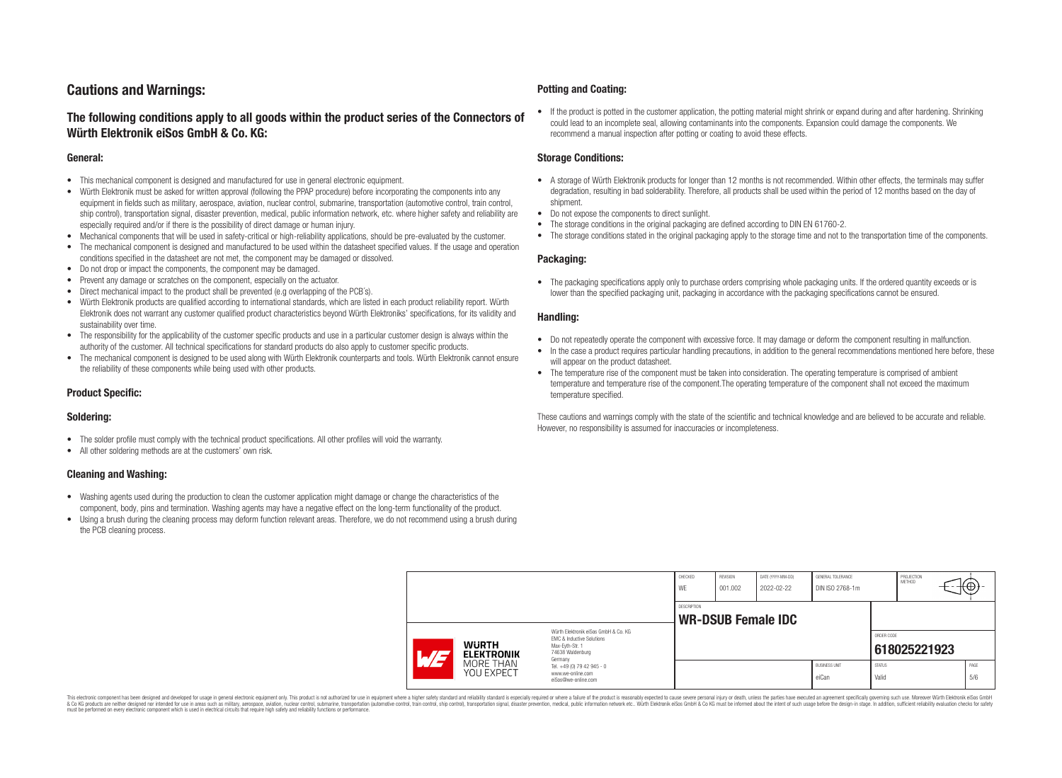## Cautions and Warnings:

### The following conditions apply to all goods within the product series of the Connectors of Würth Elektronik eiSos GmbH & Co. KG:

#### General:

- This mechanical component is designed and manufactured for use in general electronic equipment.
- Würth Elektronik must be asked for written approval (following the PPAP procedure) before incorporating the components into any equipment in fields such as military, aerospace, aviation, nuclear control, submarine, transportation (automotive control, train control, ship control), transportation signal, disaster prevention, medical, public information network, etc. where higher safety and reliability are especially required and/or if there is the possibility of direct damage or human injury.
- Mechanical components that will be used in safety-critical or high-reliability applications, should be pre-evaluated by the customer.
- The mechanical component is designed and manufactured to be used within the datasheet specified values. If the usage and operation conditions specified in the datasheet are not met, the component may be damaged or dissolved.
- Do not drop or impact the components, the component may be damaged.
- Prevent any damage or scratches on the component, especially on the actuator.
- Direct mechanical impact to the product shall be prevented (e.g overlapping of the PCB's).
- Würth Elektronik products are qualified according to international standards, which are listed in each product reliability report. Würth Elektronik does not warrant any customer qualified product characteristics beyond Würth Elektroniks' specifications, for its validity and sustainability over time.
- The responsibility for the applicability of the customer specific products and use in a particular customer design is always within the authority of the customer. All technical specifications for standard products do also apply to customer specific products.
- The mechanical component is designed to be used along with Würth Elektronik counterparts and tools. Würth Elektronik cannot ensure the reliability of these components while being used with other products.

#### Product Specific:

#### Soldering:

- The solder profile must comply with the technical product specifications. All other profiles will void the warranty.
- All other soldering methods are at the customers' own risk.

#### Cleaning and Washing:

- Washing agents used during the production to clean the customer application might damage or change the characteristics of the component, body, pins and termination. Washing agents may have a negative effect on the long-term functionality of the product.
- Using a brush during the cleaning process may deform function relevant areas. Therefore, we do not recommend using a brush during the PCB cleaning process.

#### Potting and Coating:

- If the product is potted in the customer application, the potting material might shrink or expand during and after hardening. Shrinking could lead to an incomplete seal, allowing contaminants into the components. Expansion could damage the components. We recommend a manual inspection after potting or coating to avoid these effects.

#### Storage Conditions:

- A storage of Würth Elektronik products for longer than 12 months is not recommended. Within other effects, the terminals may suffer degradation, resulting in bad solderability. Therefore, all products shall be used within the period of 12 months based on the day of shipment.
- Do not expose the components to direct sunlight.
- The storage conditions in the original packaging are defined according to DIN EN 61760-2.
- The storage conditions stated in the original packaging apply to the storage time and not to the transportation time of the components.

#### Packaging:

- The packaging specifications apply only to purchase orders comprising whole packaging units. If the ordered quantity exceeds or is lower than the specified packaging unit, packaging in accordance with the packaging specifications cannot be ensured.

#### Handling:

- Do not repeatedly operate the component with excessive force. It may damage or deform the component resulting in malfunction.
- In the case a product requires particular handling precautions, in addition to the general recommendations mentioned here before, these will appear on the product datasheet.
- The temperature rise of the component must be taken into consideration. The operating temperature is comprised of ambient temperature and temperature rise of the component.The operating temperature of the component shall not exceed the maximum temperature specified.

These cautions and warnings comply with the state of the scientific and technical knowledge and are believed to be accurate and reliable. However, no responsibility is assumed for inaccuracies or incompleteness.

| CHECKED | REVISION | DATE (YYYY-MM-DD) | GENERAL TOLERANCE | PROJECTION METHOD |
|---|---|---|---|---|
| WE | 001.002 | 2022-02-22 | DIN ISO 2768-1m | |

DESCRIPTION: **WR-DSUB Female IDC**

Würth Elektronik eiSos GmbH & Co. KG
EMC & Inductive Solutions
Max-Eyth-Str. 1
74638 Waldenburg
Germany
Tel. +49 (0) 79 42 945 - 0
www.we-online.com
eiSos@we-online.com

ORDER CODE: **618025221923**

BUSINESS UNIT: eiCan | STATUS: Valid | PAGE: 5/6

This electronic component has been designed and developed for usage in general electronic equipment only. This product is not authorized for use in equipment where a higher safety standard and reliability standard is especially required or where a failure of the product is reasonably expected to cause severe personal injury or death, unless the parties have executed an agreement specifically governing such use. Moreover Würth Elektronik eiSos GmbH & Co KG products are neither designed nor intended for use in areas such as military, aerospace, aviation, nuclear control, submarine, transportation (automotive control, train control, ship control), transportation signal, disaster prevention, medical, public information network etc.. Würth Elektronik eiSos GmbH & Co KG must be informed about the intent of such usage before the design-in stage. In addition, sufficient reliability evaluation checks for safety must be performed on every electronic component which is used in electrical circuits that require high safety and reliability functions or performance.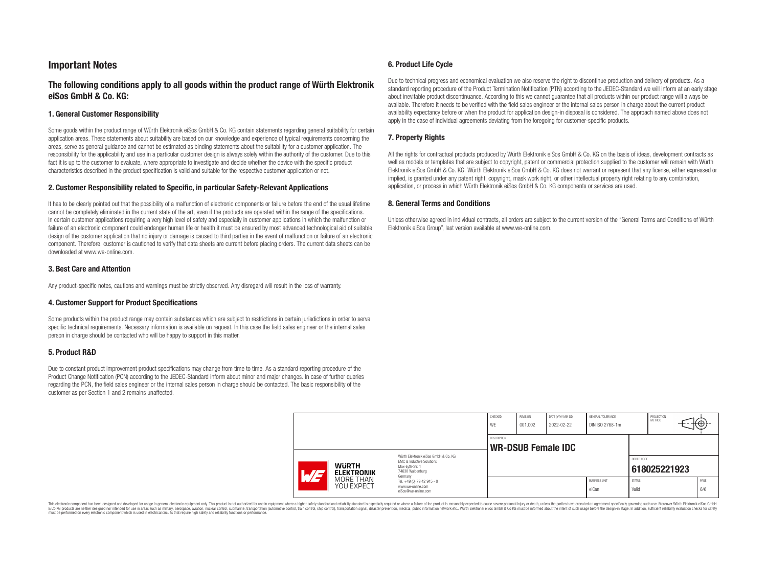# Important Notes

## The following conditions apply to all goods within the product range of Würth Elektronik eiSos GmbH & Co. KG:

### 1. General Customer Responsibility

Some goods within the product range of Würth Elektronik eiSos GmbH & Co. KG contain statements regarding general suitability for certain application areas. These statements about suitability are based on our knowledge and experience of typical requirements concerning the areas, serve as general guidance and cannot be estimated as binding statements about the suitability for a customer application. The responsibility for the applicability and use in a particular customer design is always solely within the authority of the customer. Due to this fact it is up to the customer to evaluate, where appropriate to investigate and decide whether the device with the specific product characteristics described in the product specification is valid and suitable for the respective customer application or not.

### 2. Customer Responsibility related to Specific, in particular Safety-Relevant Applications

It has to be clearly pointed out that the possibility of a malfunction of electronic components or failure before the end of the usual lifetime cannot be completely eliminated in the current state of the art, even if the products are operated within the range of the specifications. In certain customer applications requiring a very high level of safety and especially in customer applications in which the malfunction or failure of an electronic component could endanger human life or health it must be ensured by most advanced technological aid of suitable design of the customer application that no injury or damage is caused to third parties in the event of malfunction or failure of an electronic component. Therefore, customer is cautioned to verify that data sheets are current before placing orders. The current data sheets can be downloaded at www.we-online.com.

### 3. Best Care and Attention

Any product-specific notes, cautions and warnings must be strictly observed. Any disregard will result in the loss of warranty.

### 4. Customer Support for Product Specifications

Some products within the product range may contain substances which are subject to restrictions in certain jurisdictions in order to serve specific technical requirements. Necessary information is available on request. In this case the field sales engineer or the internal sales person in charge should be contacted who will be happy to support in this matter.

### 5. Product R&D

Due to constant product improvement product specifications may change from time to time. As a standard reporting procedure of the Product Change Notification (PCN) according to the JEDEC-Standard inform about minor and major changes. In case of further queries regarding the PCN, the field sales engineer or the internal sales person in charge should be contacted. The basic responsibility of the customer as per Section 1 and 2 remains unaffected.

### 6. Product Life Cycle

Due to technical progress and economical evaluation we also reserve the right to discontinue production and delivery of products. As a standard reporting procedure of the Product Termination Notification (PTN) according to the JEDEC-Standard we will inform at an early stage about inevitable product discontinuance. According to this we cannot guarantee that all products within our product range will always be available. Therefore it needs to be verified with the field sales engineer or the internal sales person in charge about the current product availability expectancy before or when the product for application design-in disposal is considered. The approach named above does not apply in the case of individual agreements deviating from the foregoing for customer-specific products.

### 7. Property Rights

All the rights for contractual products produced by Würth Elektronik eiSos GmbH & Co. KG on the basis of ideas, development contracts as well as models or templates that are subject to copyright, patent or commercial protection supplied to the customer will remain with Würth Elektronik eiSos GmbH & Co. KG. Würth Elektronik eiSos GmbH & Co. KG does not warrant or represent that any license, either expressed or implied, is granted under any patent right, copyright, mask work right, or other intellectual property right relating to any combination, application, or process in which Würth Elektronik eiSos GmbH & Co. KG components or services are used.

### 8. General Terms and Conditions

Unless otherwise agreed in individual contracts, all orders are subject to the current version of the "General Terms and Conditions of Würth Elektronik eiSos Group", last version available at www.we-online.com.

| | | | | | | | |
|---|---|---|---|---|---|---|---|
| | | CHECKED WE | REVISION 001.002 | DATE (YYYY-MM-DD) 2022-02-22 | GENERAL TOLERANCE DIN ISO 2768-1m | PROJECTION METHOD | |
| | | DESCRIPTION **WR-DSUB Female IDC** | | | | | |
| WÜRTH ELEKTRONIK MORE THAN YOU EXPECT | Würth Elektronik eiSos GmbH & Co. KG EMC & Inductive Solutions Max-Eyth-Str. 1 74638 Waldenburg Germany Tel. +49 (0) 79 42 945 - 0 www.we-online.com eiSos@we-online.com | | | | | ORDER CODE **618025221923** | |
| | | | | | BUSINESS UNIT eiCan | STATUS Valid | PAGE 6/6 |

This electronic component has been designed and developed for usage in general electronic equipment only. This product is not authorized for use in equipment where a higher safety standard and reliability standard is especially required or where a failure of the product is reasonably expected to cause severe personal injury or death, unless the parties have executed an agreement specifically governing such use. Moreover Würth Elektronik eiSos GmbH & Co KG products are neither designed nor intended for use in areas such as military, aerospace, aviation, nuclear control, submarine, transportation (automotive control, train control, ship control), transportation signal, disaster prevention, medical, public information network etc.. Würth Elektronik eiSos GmbH & Co KG must be informed about the intent of such usage before the design-in stage. In addition, sufficient reliability evaluation checks for safety must be performed on every electronic component which is used in electrical circuits that require high safety and reliability functions or performance.